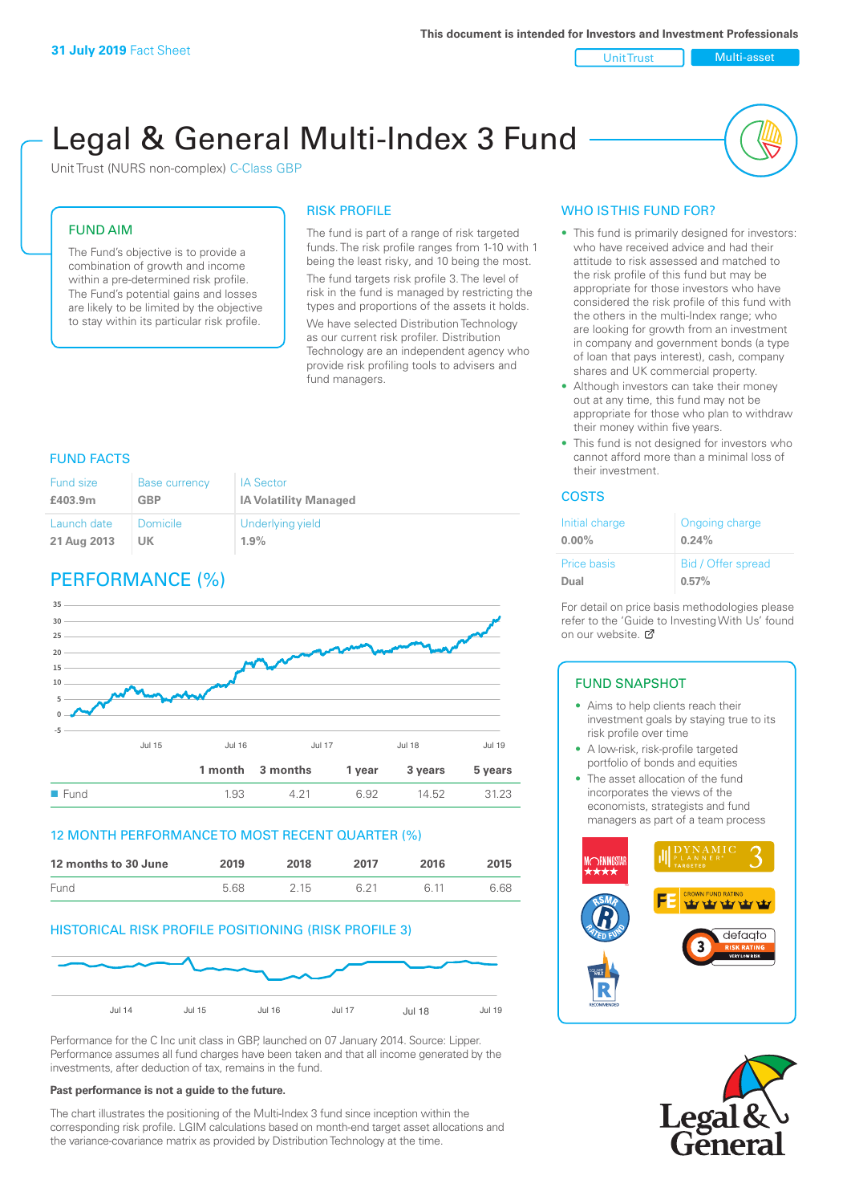31 July 2019 Fact Sheet

This document is intended for Investors and Investment Professionals

Unit Trust | Multi-asset

# Legal & General Multi-Index 3 Fund

Unit Trust (NURS non-complex) C-Class GBP

## FUND AIM

The Fund's objective is to provide a combination of growth and income within a pre-determined risk profile. The Fund's potential gains and losses are likely to be limited by the objective to stay within its particular risk profile.

## RISK PROFILE

The fund is part of a range of risk targeted funds. The risk profile ranges from 1-10 with 1 being the least risky, and 10 being the most.

The fund targets risk profile 3. The level of risk in the fund is managed by restricting the types and proportions of the assets it holds.

We have selected Distribution Technology as our current risk profiler. Distribution Technology are an independent agency who provide risk profiling tools to advisers and fund managers.

## WHO IS THIS FUND FOR?

- This fund is primarily designed for investors: who have received advice and had their attitude to risk assessed and matched to the risk profile of this fund but may be appropriate for those investors who have considered the risk profile of this fund with the others in the multi-Index range; who are looking for growth from an investment in company and government bonds (a type of loan that pays interest), cash, company shares and UK commercial property.
- Although investors can take their money out at any time, this fund may not be appropriate for those who plan to withdraw their money within five years.
- This fund is not designed for investors who cannot afford more than a minimal loss of their investment.

## FUND FACTS

| Fund size | Base currency | IA Sector |
|---|---|---|
| **£403.9m** | **GBP** | **IA Volatility Managed** |
| **Launch date** | **Domicile** | **Underlying yield** |
| **21 Aug 2013** | **UK** | **1.9%** |

## COSTS

| Initial charge | Ongoing charge |
|---|---|
| **0.00%** | **0.24%** |
| **Price basis** | **Bid / Offer spread** |
| **Dual** | **0.57%** |

For detail on price basis methodologies please refer to the 'Guide to Investing With Us' found on our website.

## PERFORMANCE (%)

| | 1 month | 3 months | 1 year | 3 years | 5 years |
|---|---|---|---|---|---|
| Fund | 1.93 | 4.21 | 6.92 | 14.52 | 31.23 |

## 12 MONTH PERFORMANCE TO MOST RECENT QUARTER (%)

| 12 months to 30 June | 2019 | 2018 | 2017 | 2016 | 2015 |
|---|---|---|---|---|---|
| Fund | 5.68 | 2.15 | 6.21 | 6.11 | 6.68 |

## HISTORICAL RISK PROFILE POSITIONING (RISK PROFILE 3)

Performance for the C Inc unit class in GBP, launched on 07 January 2014. Source: Lipper. Performance assumes all fund charges have been taken and that all income generated by the investments, after deduction of tax, remains in the fund.

**Past performance is not a guide to the future.**

The chart illustrates the positioning of the Multi-Index 3 fund since inception within the corresponding risk profile. LGIM calculations based on month-end target asset allocations and the variance-covariance matrix as provided by Distribution Technology at the time.

## FUND SNAPSHOT

- Aims to help clients reach their investment goals by staying true to its risk profile over time
- A low-risk, risk-profile targeted portfolio of bonds and equities
- The asset allocation of the fund incorporates the views of the economists, strategists and fund managers as part of a team process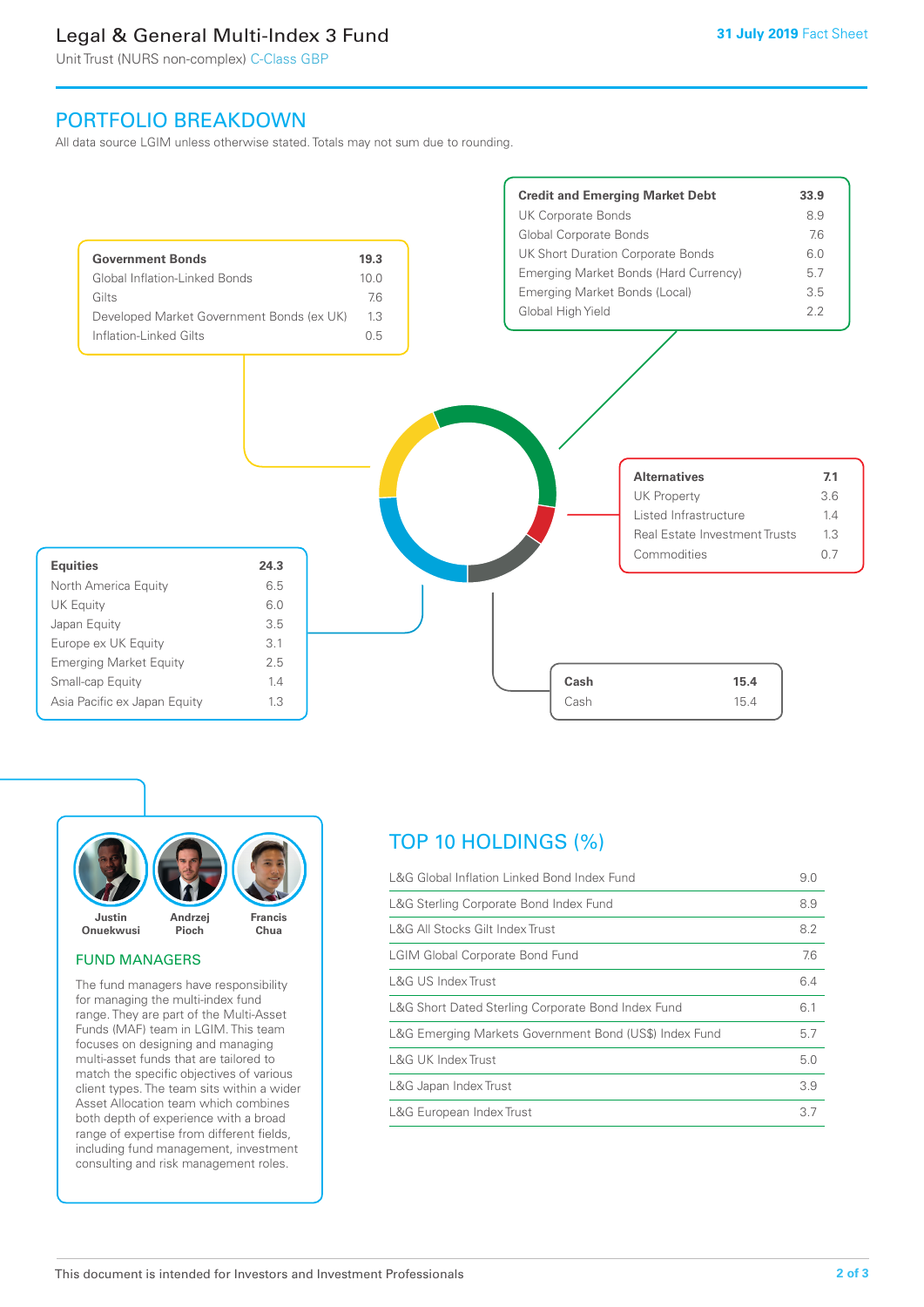# Legal & General Multi-Index 3 Fund

Unit Trust (NURS non-complex) C-Class GBP

31 July 2019 Fact Sheet

## PORTFOLIO BREAKDOWN

All data source LGIM unless otherwise stated. Totals may not sum due to rounding.

| Government Bonds | 19.3 |
|---|---|
| Global Inflation-Linked Bonds | 10.0 |
| Gilts | 7.6 |
| Developed Market Government Bonds (ex UK) | 1.3 |
| Inflation-Linked Gilts | 0.5 |

| Credit and Emerging Market Debt | 33.9 |
|---|---|
| UK Corporate Bonds | 8.9 |
| Global Corporate Bonds | 7.6 |
| UK Short Duration Corporate Bonds | 6.0 |
| Emerging Market Bonds (Hard Currency) | 5.7 |
| Emerging Market Bonds (Local) | 3.5 |
| Global High Yield | 2.2 |

| Alternatives | 7.1 |
|---|---|
| UK Property | 3.6 |
| Listed Infrastructure | 1.4 |
| Real Estate Investment Trusts | 1.3 |
| Commodities | 0.7 |

| Equities | 24.3 |
|---|---|
| North America Equity | 6.5 |
| UK Equity | 6.0 |
| Japan Equity | 3.5 |
| Europe ex UK Equity | 3.1 |
| Emerging Market Equity | 2.5 |
| Small-cap Equity | 1.4 |
| Asia Pacific ex Japan Equity | 1.3 |

| Cash | 15.4 |
|---|---|
| Cash | 15.4 |

## FUND MANAGERS

Justin Onuekwusi, Andrzej Pioch, Francis Chua

The fund managers have responsibility for managing the multi-index fund range. They are part of the Multi-Asset Funds (MAF) team in LGIM. This team focuses on designing and managing multi-asset funds that are tailored to match the specific objectives of various client types. The team sits within a wider Asset Allocation team which combines both depth of experience with a broad range of expertise from different fields, including fund management, investment consulting and risk management roles.

## TOP 10 HOLDINGS (%)

| Holding | % |
|---|---|
| L&G Global Inflation Linked Bond Index Fund | 9.0 |
| L&G Sterling Corporate Bond Index Fund | 8.9 |
| L&G All Stocks Gilt Index Trust | 8.2 |
| LGIM Global Corporate Bond Fund | 7.6 |
| L&G US Index Trust | 6.4 |
| L&G Short Dated Sterling Corporate Bond Index Fund | 6.1 |
| L&G Emerging Markets Government Bond (US$) Index Fund | 5.7 |
| L&G UK Index Trust | 5.0 |
| L&G Japan Index Trust | 3.9 |
| L&G European Index Trust | 3.7 |

This document is intended for Investors and Investment Professionals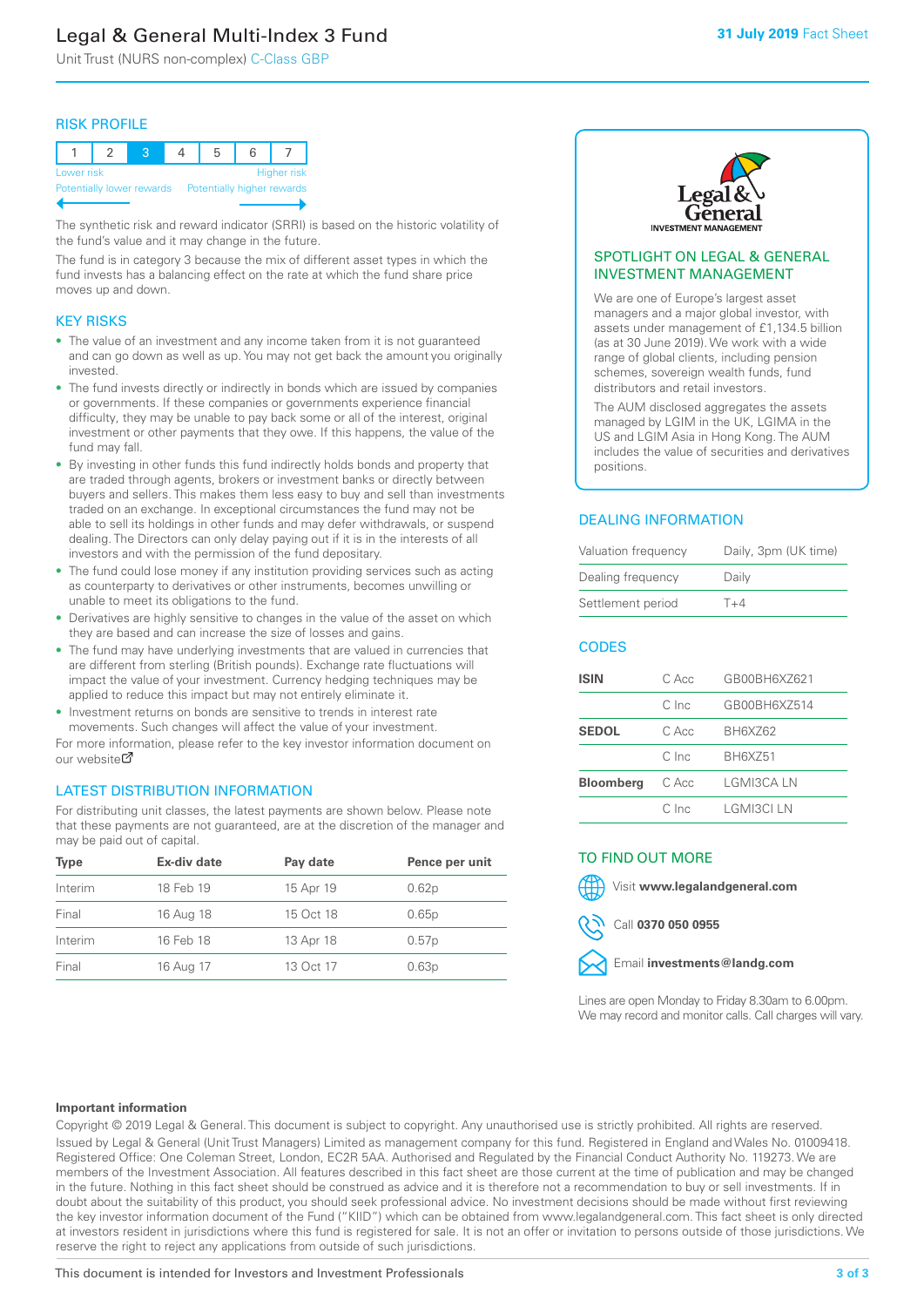# Legal & General Multi-Index 3 Fund

Unit Trust (NURS non-complex) C-Class GBP

**31 July 2019** Fact Sheet

## RISK PROFILE

| 1 | 2 | 3 | 4 | 5 | 6 | 7 |
|---|---|---|---|---|---|---|

Lower risk — Higher risk

Potentially lower rewards — Potentially higher rewards

The synthetic risk and reward indicator (SRRI) is based on the historic volatility of the fund's value and it may change in the future.

The fund is in category 3 because the mix of different asset types in which the fund invests has a balancing effect on the rate at which the fund share price moves up and down.

## KEY RISKS

- The value of an investment and any income taken from it is not guaranteed and can go down as well as up. You may not get back the amount you originally invested.
- The fund invests directly or indirectly in bonds which are issued by companies or governments. If these companies or governments experience financial difficulty, they may be unable to pay back some or all of the interest, original investment or other payments that they owe. If this happens, the value of the fund may fall.
- By investing in other funds this fund indirectly holds bonds and property that are traded through agents, brokers or investment banks or directly between buyers and sellers. This makes them less easy to buy and sell than investments traded on an exchange. In exceptional circumstances the fund may not be able to sell its holdings in other funds and may defer withdrawals, or suspend dealing. The Directors can only delay paying out if it is in the interests of all investors and with the permission of the fund depositary.
- The fund could lose money if any institution providing services such as acting as counterparty to derivatives or other instruments, becomes unwilling or unable to meet its obligations to the fund.
- Derivatives are highly sensitive to changes in the value of the asset on which they are based and can increase the size of losses and gains.
- The fund may have underlying investments that are valued in currencies that are different from sterling (British pounds). Exchange rate fluctuations will impact the value of your investment. Currency hedging techniques may be applied to reduce this impact but may not entirely eliminate it.
- Investment returns on bonds are sensitive to trends in interest rate movements. Such changes will affect the value of your investment.

For more information, please refer to the key investor information document on our website

## LATEST DISTRIBUTION INFORMATION

For distributing unit classes, the latest payments are shown below. Please note that these payments are not guaranteed, are at the discretion of the manager and may be paid out of capital.

| Type | Ex-div date | Pay date | Pence per unit |
|---|---|---|---|
| Interim | 18 Feb 19 | 15 Apr 19 | 0.62p |
| Final | 16 Aug 18 | 15 Oct 18 | 0.65p |
| Interim | 16 Feb 18 | 13 Apr 18 | 0.57p |
| Final | 16 Aug 17 | 13 Oct 17 | 0.63p |

## SPOTLIGHT ON LEGAL & GENERAL INVESTMENT MANAGEMENT

We are one of Europe's largest asset managers and a major global investor, with assets under management of £1,134.5 billion (as at 30 June 2019). We work with a wide range of global clients, including pension schemes, sovereign wealth funds, fund distributors and retail investors.

The AUM disclosed aggregates the assets managed by LGIM in the UK, LGIMA in the US and LGIM Asia in Hong Kong. The AUM includes the value of securities and derivatives positions.

## DEALING INFORMATION

| | |
|---|---|
| Valuation frequency | Daily, 3pm (UK time) |
| Dealing frequency | Daily |
| Settlement period | T+4 |

## CODES

| | | |
|---|---|---|
| **ISIN** | C Acc | GB00BH6XZ621 |
| | C Inc | GB00BH6XZ514 |
| **SEDOL** | C Acc | BH6XZ62 |
| | C Inc | BH6XZ51 |
| **Bloomberg** | C Acc | LGMI3CA LN |
| | C Inc | LGMI3CI LN |

## TO FIND OUT MORE

Visit **www.legalandgeneral.com**

Call **0370 050 0955**

Email **investments@landg.com**

Lines are open Monday to Friday 8.30am to 6.00pm. We may record and monitor calls. Call charges will vary.

**Important information**

Copyright © 2019 Legal & General. This document is subject to copyright. Any unauthorised use is strictly prohibited. All rights are reserved. Issued by Legal & General (Unit Trust Managers) Limited as management company for this fund. Registered in England and Wales No. 01009418. Registered Office: One Coleman Street, London, EC2R 5AA. Authorised and Regulated by the Financial Conduct Authority No. 119273. We are members of the Investment Association. All features described in this fact sheet are those current at the time of publication and may be changed in the future. Nothing in this fact sheet should be construed as advice and it is therefore not a recommendation to buy or sell investments. If in doubt about the suitability of this product, you should seek professional advice. No investment decisions should be made without first reviewing the key investor information document of the Fund ("KIID") which can be obtained from www.legalandgeneral.com. This fact sheet is only directed at investors resident in jurisdictions where this fund is registered for sale. It is not an offer or invitation to persons outside of those jurisdictions. We reserve the right to reject any applications from outside of such jurisdictions.

This document is intended for Investors and Investment Professionals